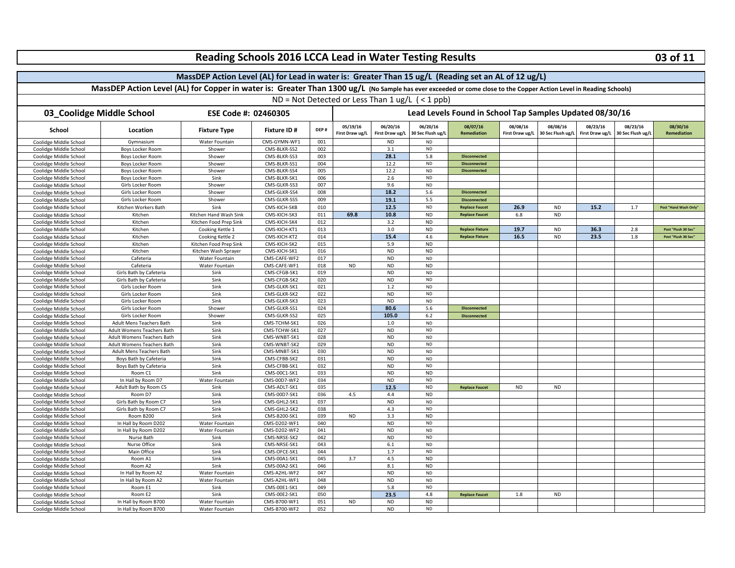# Reading Schools 2016 LCCA Lead in Water Testing Results

**MassDEP Action Level (AL) for Lead in water is: Greater Than 15 ug/L (Reading set an AL of 12 ug/L)**

**MassDEP Action Level (AL) for Copper in water is: Greater Than 1300 ug/L** (No Sample has ever exceeded or come close to the Copper Action Level in Reading Schools)

ND = Not Detected or Less Than 1 ug/L ( < 1 ppb)

## 03_Coolidge Middle School — ESE Code #: 02460305

**Lead Levels Found in School Tap Samples Updated 08/30/16**

| School | Location | Fixture Type | Fixture ID # | DEP # | 05/19/16 First Draw ug/L | 06/20/16 First Draw ug/L | 06/20/16 30 Sec Flush ug/L | 08/07/16 Remediation | 08/08/16 First Draw ug/L | 08/08/16 30 Sec Flush ug/L | 08/23/16 First Draw ug/L | 08/23/16 30 Sec Flush ug/L | 08/30/16 Remediation |
|---|---|---|---|---|---|---|---|---|---|---|---|---|---|
| Coolidge Middle School | Gymnasium | Water Fountain | CMS-GYMN-WF1 | 001 | | ND | ND | | | | | | |
| Coolidge Middle School | Boys Locker Room | Shower | CMS-BLKR-SS2 | 002 | | 3.1 | ND | | | | | | |
| Coolidge Middle School | Boys Locker Room | Shower | CMS-BLKR-SS3 | 003 | | **28.1** | 5.8 | Disconnected | | | | | |
| Coolidge Middle School | Boys Locker Room | Shower | CMS-BLKR-SS1 | 004 | | 12.2 | ND | Disconnected | | | | | |
| Coolidge Middle School | Boys Locker Room | Shower | CMS-BLKR-SS4 | 005 | | 12.2 | ND | Disconnected | | | | | |
| Coolidge Middle School | Boys Locker Room | Sink | CMS-BLKR-SK1 | 006 | | 2.6 | ND | | | | | | |
| Coolidge Middle School | Girls Locker Room | Shower | CMS-GLKR-SS3 | 007 | | 9.6 | ND | | | | | | |
| Coolidge Middle School | Girls Locker Room | Shower | CMS-GLKR-SS4 | 008 | | **18.2** | 5.6 | Disconnected | | | | | |
| Coolidge Middle School | Girls Locker Room | Shower | CMS-GLKR-SS5 | 009 | | **19.1** | 5.5 | Disconnected | | | | | |
| Coolidge Middle School | Kitchen Workers Bath | Sink | CMS-KICH-SKB | 010 | | 12.5 | ND | Replace Faucet | **26.9** | ND | **15.2** | 1.7 | Post "Hand Wash Only" |
| Coolidge Middle School | Kitchen | Kitchen Hand Wash Sink | CMS-KICH-SK3 | 011 | **69.8** | 10.8 | ND | Replace Faucet | 6.8 | ND | | | |
| Coolidge Middle School | Kitchen | Kitchen Food Prep Sink | CMS-KICH-SK4 | 012 | | 3.2 | ND | | | | | | |
| Coolidge Middle School | Kitchen | Cooking Kettle 1 | CMS-KICH-KT1 | 013 | | 3.0 | ND | Replace Fixture | **19.7** | ND | **36.3** | 2.8 | Post "Flush 30 Sec" |
| Coolidge Middle School | Kitchen | Cooking Kettle 2 | CMS-KICH-KT2 | 014 | | **15.4** | 4.6 | Replace Fixture | **16.5** | ND | **23.5** | 1.8 | Post "Flush 30 Sec" |
| Coolidge Middle School | Kitchen | Kitchen Food Prep Sink | CMS-KICH-SK2 | 015 | | 5.9 | ND | | | | | | |
| Coolidge Middle School | Kitchen | Kitchen Wash Sprayer | CMS-KICH-SK1 | 016 | | ND | ND | | | | | | |
| Coolidge Middle School | Cafeteria | Water Fountain | CMS-CAFE-WF2 | 017 | | ND | ND | | | | | | |
| Coolidge Middle School | Cafeteria | Water Fountain | CMS-CAFE-WF1 | 018 | ND | ND | ND | | | | | | |
| Coolidge Middle School | Girls Bath by Cafeteria | Sink | CMS-CFGB-SK1 | 019 | | ND | ND | | | | | | |
| Coolidge Middle School | Girls Bath by Cafeteria | Sink | CMS-CFGB-SK2 | 020 | | ND | ND | | | | | | |
| Coolidge Middle School | Girls Locker Room | Sink | CMS-GLKR-SK1 | 021 | | 1.2 | ND | | | | | | |
| Coolidge Middle School | Girls Locker Room | Sink | CMS-GLKR-SK2 | 022 | | ND | ND | | | | | | |
| Coolidge Middle School | Girls Locker Room | Sink | CMS-GLKR-SK3 | 023 | | ND | ND | | | | | | |
| Coolidge Middle School | Girls Locker Room | Shower | CMS-GLKR-SS1 | 024 | | **80.6** | 5.6 | Disconnected | | | | | |
| Coolidge Middle School | Girls Locker Room | Shower | CMS-GLKR-SS2 | 025 | | **105.0** | 6.2 | Disconnected | | | | | |
| Coolidge Middle School | Adult Mens Teachers Bath | Sink | CMS-TCHM-SK1 | 026 | | 1.0 | ND | | | | | | |
| Coolidge Middle School | Adult Womens Teachers Bath | Sink | CMS-TCHW-SK1 | 027 | | ND | ND | | | | | | |
| Coolidge Middle School | Adult Womens Teachers Bath | Sink | CMS-WNBT-SK1 | 028 | | ND | ND | | | | | | |
| Coolidge Middle School | Adult Womens Teachers Bath | Sink | CMS-WNBT-SK2 | 029 | | ND | ND | | | | | | |
| Coolidge Middle School | Adult Mens Teachers Bath | Sink | CMS-MNBT-SK1 | 030 | | ND | ND | | | | | | |
| Coolidge Middle School | Boys Bath by Cafeteria | Sink | CMS-CFBB-SK2 | 031 | | ND | ND | | | | | | |
| Coolidge Middle School | Boys Bath by Cafeteria | Sink | CMS-CFBB-SK1 | 032 | | ND | ND | | | | | | |
| Coolidge Middle School | Room C1 | Sink | CMS-00C1-SK1 | 033 | | ND | ND | | | | | | |
| Coolidge Middle School | In Hall by Room D7 | Water Fountain | CMS-00D7-WF2 | 034 | | ND | ND | | | | | | |
| Coolidge Middle School | Adult Bath by Room C5 | Sink | CMS-ADLT-SK1 | 035 | | 12.5 | ND | Replace Faucet | ND | ND | | | |
| Coolidge Middle School | Room D7 | Sink | CMS-00D7-SK1 | 036 | 4.5 | 4.4 | ND | | | | | | |
| Coolidge Middle School | Girls Bath by Room C7 | Sink | CMS-GHL2-SK1 | 037 | | ND | ND | | | | | | |
| Coolidge Middle School | Girls Bath by Room C7 | Sink | CMS-GHL2-SK2 | 038 | | 4.3 | ND | | | | | | |
| Coolidge Middle School | Room B200 | Sink | CMS-B200-SK1 | 039 | ND | 3.3 | ND | | | | | | |
| Coolidge Middle School | In Hall by Room D202 | Water Fountain | CMS-D202-WF1 | 040 | | ND | ND | | | | | | |
| Coolidge Middle School | In Hall by Room D202 | Water Fountain | CMS-D202-WF2 | 041 | | ND | ND | | | | | | |
| Coolidge Middle School | Nurse Bath | Sink | CMS-NRSE-SK2 | 042 | | ND | ND | | | | | | |
| Coolidge Middle School | Nurse Office | Sink | CMS-NRSE-SK1 | 043 | | 6.1 | ND | | | | | | |
| Coolidge Middle School | Main Office | Sink | CMS-OFCE-SK1 | 044 | | 1.7 | ND | | | | | | |
| Coolidge Middle School | Room A1 | Sink | CMS-00A1-SK1 | 045 | 3.7 | 4.5 | ND | | | | | | |
| Coolidge Middle School | Room A2 | Sink | CMS-00A2-SK1 | 046 | | 8.1 | ND | | | | | | |
| Coolidge Middle School | In Hall by Room A2 | Water Fountain | CMS-A2HL-WF2 | 047 | | ND | ND | | | | | | |
| Coolidge Middle School | In Hall by Room A2 | Water Fountain | CMS-A2HL-WF1 | 048 | | ND | ND | | | | | | |
| Coolidge Middle School | Room E1 | Sink | CMS-00E1-SK1 | 049 | | 5.8 | ND | | | | | | |
| Coolidge Middle School | Room E2 | Sink | CMS-00E2-SK1 | 050 | | **23.5** | 4.8 | Replace Faucet | 1.8 | ND | | | |
| Coolidge Middle School | In Hall by Room B700 | Water Fountain | CMS-B700-WF1 | 051 | ND | ND | ND | | | | | | |
| Coolidge Middle School | In Hall by Room B700 | Water Fountain | CMS-B700-WF2 | 052 | | ND | ND | | | | | | |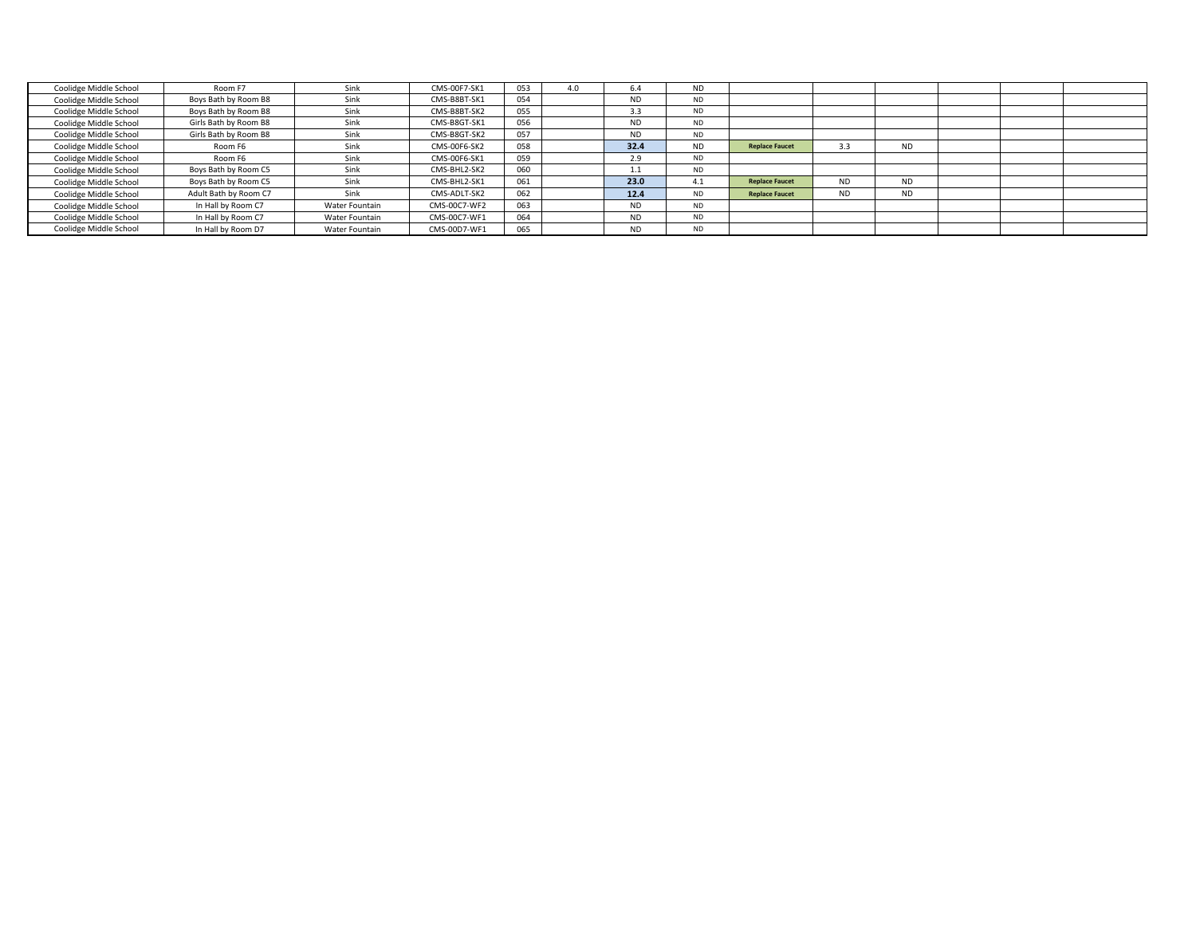| | | | | | | | | | | | | | |
|---|---|---|---|---|---|---|---|---|---|---|---|---|---|
| Coolidge Middle School | Room F7 | Sink | CMS-00F7-SK1 | 053 | 4.0 | 6.4 | ND | | | | | | |
| Coolidge Middle School | Boys Bath by Room B8 | Sink | CMS-B8BT-SK1 | 054 | | ND | ND | | | | | | |
| Coolidge Middle School | Boys Bath by Room B8 | Sink | CMS-B8BT-SK2 | 055 | | 3.3 | ND | | | | | | |
| Coolidge Middle School | Girls Bath by Room B8 | Sink | CMS-B8GT-SK1 | 056 | | ND | ND | | | | | | |
| Coolidge Middle School | Girls Bath by Room B8 | Sink | CMS-B8GT-SK2 | 057 | | ND | ND | | | | | | |
| Coolidge Middle School | Room F6 | Sink | CMS-00F6-SK2 | 058 | | **32.4** | ND | **Replace Faucet** | 3.3 | ND | | | |
| Coolidge Middle School | Room F6 | Sink | CMS-00F6-SK1 | 059 | | 2.9 | ND | | | | | | |
| Coolidge Middle School | Boys Bath by Room C5 | Sink | CMS-BHL2-SK2 | 060 | | 1.1 | ND | | | | | | |
| Coolidge Middle School | Boys Bath by Room C5 | Sink | CMS-BHL2-SK1 | 061 | | **23.0** | 4.1 | **Replace Faucet** | ND | ND | | | |
| Coolidge Middle School | Adult Bath by Room C7 | Sink | CMS-ADLT-SK2 | 062 | | **12.4** | ND | **Replace Faucet** | ND | ND | | | |
| Coolidge Middle School | In Hall by Room C7 | Water Fountain | CMS-00C7-WF2 | 063 | | ND | ND | | | | | | |
| Coolidge Middle School | In Hall by Room C7 | Water Fountain | CMS-00C7-WF1 | 064 | | ND | ND | | | | | | |
| Coolidge Middle School | In Hall by Room D7 | Water Fountain | CMS-00D7-WF1 | 065 | | ND | ND | | | | | | |